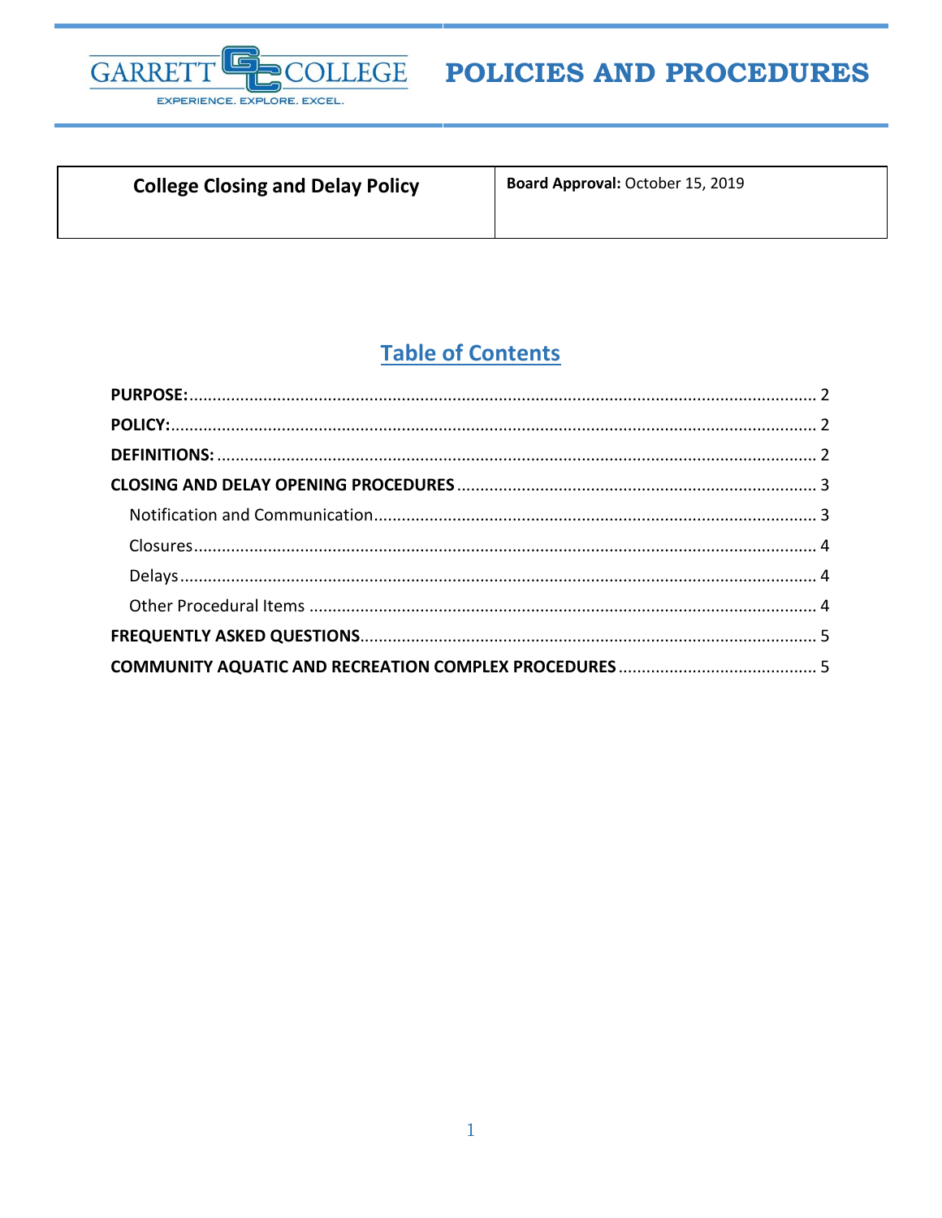# POLICIES AND PROCEDURES

| College Closing and Delay Policy | **Board Approval:** October 15, 2019 |
|---|---|

## Table of Contents

**PURPOSE:** .... 2

**POLICY:** .... 2

**DEFINITIONS:** .... 2

**CLOSING AND DELAY OPENING PROCEDURES** .... 3

- Notification and Communication .... 3
- Closures .... 4
- Delays .... 4
- Other Procedural Items .... 4

**FREQUENTLY ASKED QUESTIONS** .... 5

**COMMUNITY AQUATIC AND RECREATION COMPLEX PROCEDURES** .... 5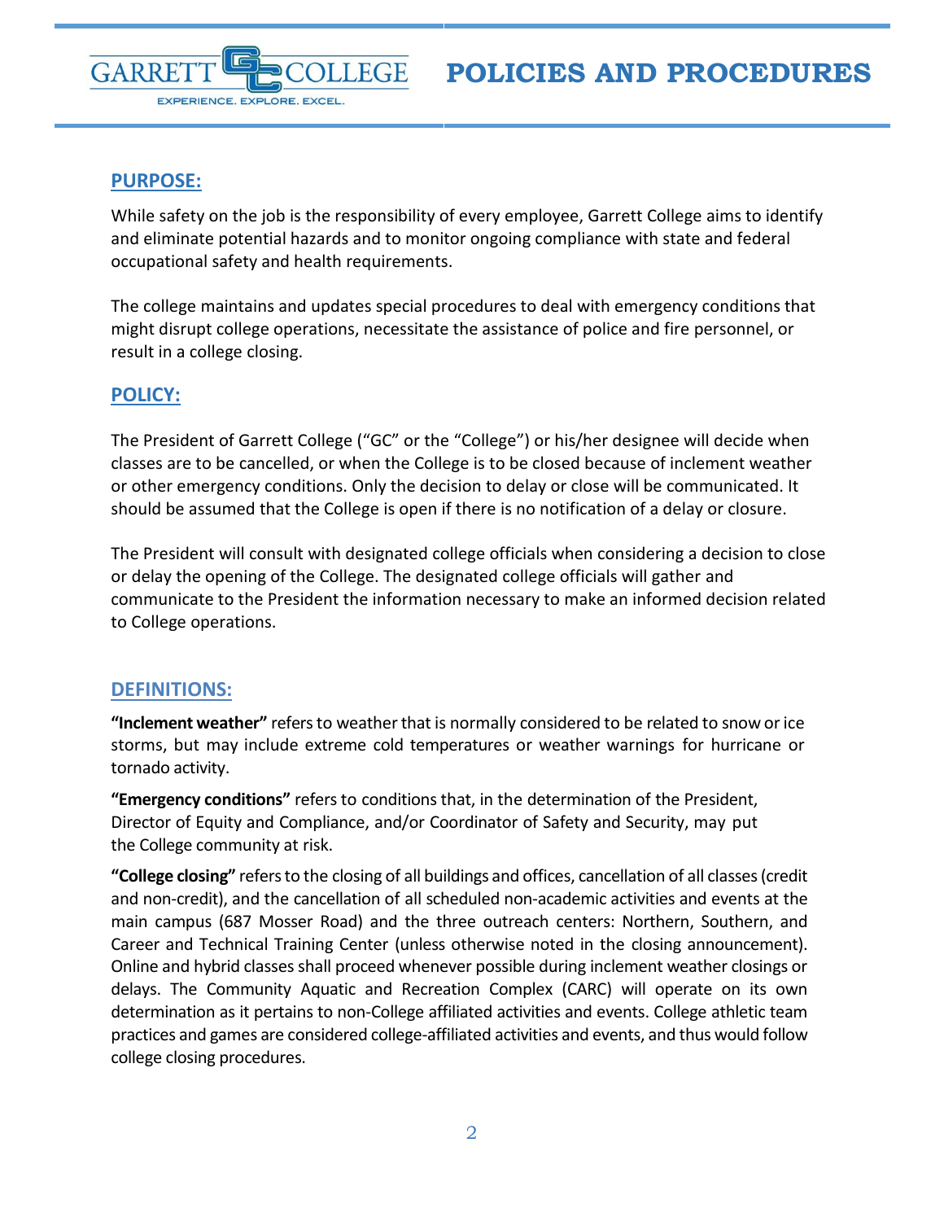## PURPOSE:

While safety on the job is the responsibility of every employee, Garrett College aims to identify and eliminate potential hazards and to monitor ongoing compliance with state and federal occupational safety and health requirements.

The college maintains and updates special procedures to deal with emergency conditions that might disrupt college operations, necessitate the assistance of police and fire personnel, or result in a college closing.

## POLICY:

The President of Garrett College ("GC" or the "College") or his/her designee will decide when classes are to be cancelled, or when the College is to be closed because of inclement weather or other emergency conditions. Only the decision to delay or close will be communicated. It should be assumed that the College is open if there is no notification of a delay or closure.

The President will consult with designated college officials when considering a decision to close or delay the opening of the College. The designated college officials will gather and communicate to the President the information necessary to make an informed decision related to College operations.

## DEFINITIONS:

**"Inclement weather"** refers to weather that is normally considered to be related to snow or ice storms, but may include extreme cold temperatures or weather warnings for hurricane or tornado activity.

**"Emergency conditions"** refers to conditions that, in the determination of the President, Director of Equity and Compliance, and/or Coordinator of Safety and Security, may put the College community at risk.

**"College closing"** refers to the closing of all buildings and offices, cancellation of all classes (credit and non-credit), and the cancellation of all scheduled non-academic activities and events at the main campus (687 Mosser Road) and the three outreach centers: Northern, Southern, and Career and Technical Training Center (unless otherwise noted in the closing announcement). Online and hybrid classes shall proceed whenever possible during inclement weather closings or delays. The Community Aquatic and Recreation Complex (CARC) will operate on its own determination as it pertains to non-College affiliated activities and events. College athletic team practices and games are considered college-affiliated activities and events, and thus would follow college closing procedures.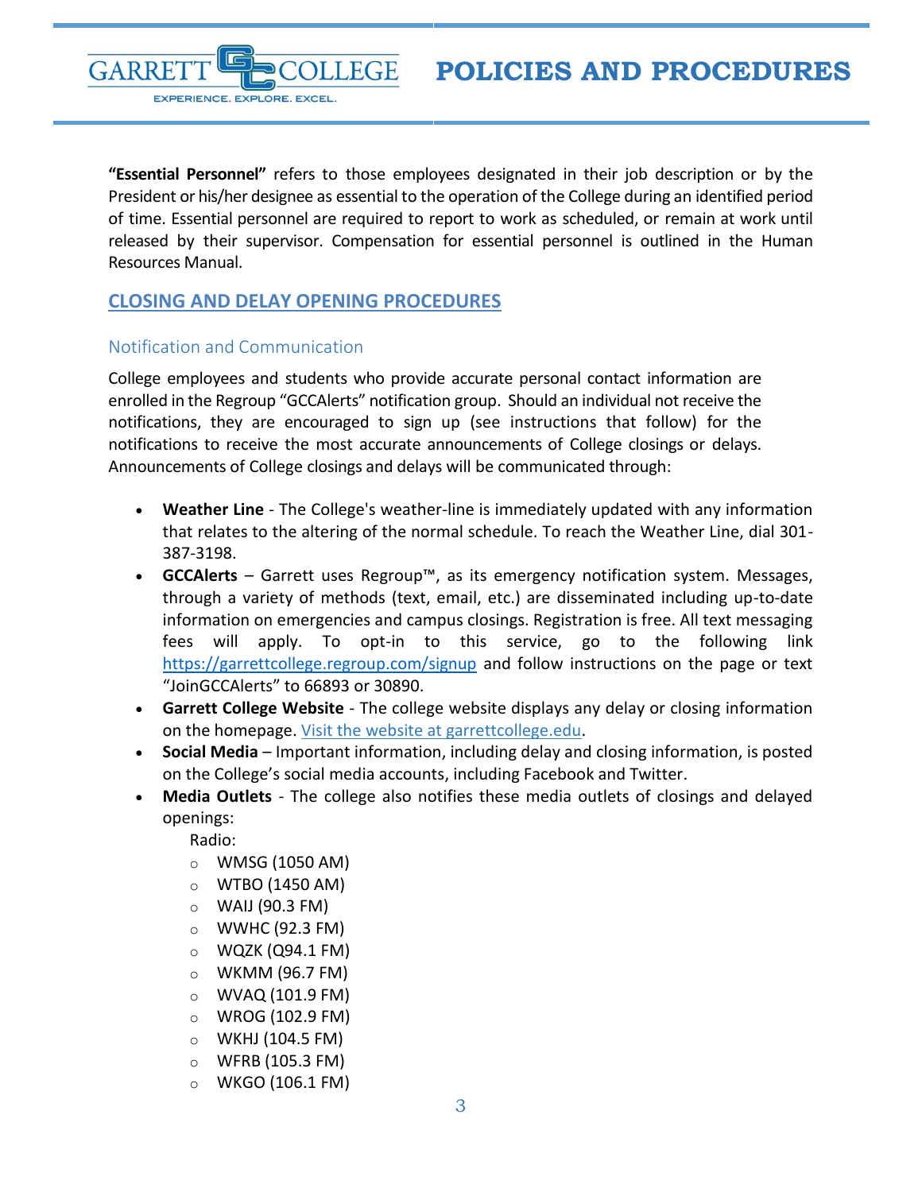**"Essential Personnel"** refers to those employees designated in their job description or by the President or his/her designee as essential to the operation of the College during an identified period of time. Essential personnel are required to report to work as scheduled, or remain at work until released by their supervisor. Compensation for essential personnel is outlined in the Human Resources Manual.

## CLOSING AND DELAY OPENING PROCEDURES

### Notification and Communication

College employees and students who provide accurate personal contact information are enrolled in the Regroup "GCCAlerts" notification group. Should an individual not receive the notifications, they are encouraged to sign up (see instructions that follow) for the notifications to receive the most accurate announcements of College closings or delays. Announcements of College closings and delays will be communicated through:

- **Weather Line** - The College's weather-line is immediately updated with any information that relates to the altering of the normal schedule. To reach the Weather Line, dial 301-387-3198.
- **GCCAlerts** – Garrett uses Regroup™, as its emergency notification system. Messages, through a variety of methods (text, email, etc.) are disseminated including up-to-date information on emergencies and campus closings. Registration is free. All text messaging fees will apply. To opt-in to this service, go to the following link https://garrettcollege.regroup.com/signup and follow instructions on the page or text "JoinGCCAlerts" to 66893 or 30890.
- **Garrett College Website** - The college website displays any delay or closing information on the homepage. Visit the website at garrettcollege.edu.
- **Social Media** – Important information, including delay and closing information, is posted on the College's social media accounts, including Facebook and Twitter.
- **Media Outlets** - The college also notifies these media outlets of closings and delayed openings:

  Radio:
  - WMSG (1050 AM)
  - WTBO (1450 AM)
  - WAIJ (90.3 FM)
  - WWHC (92.3 FM)
  - WQZK (Q94.1 FM)
  - WKMM (96.7 FM)
  - WVAQ (101.9 FM)
  - WROG (102.9 FM)
  - WKHJ (104.5 FM)
  - WFRB (105.3 FM)
  - WKGO (106.1 FM)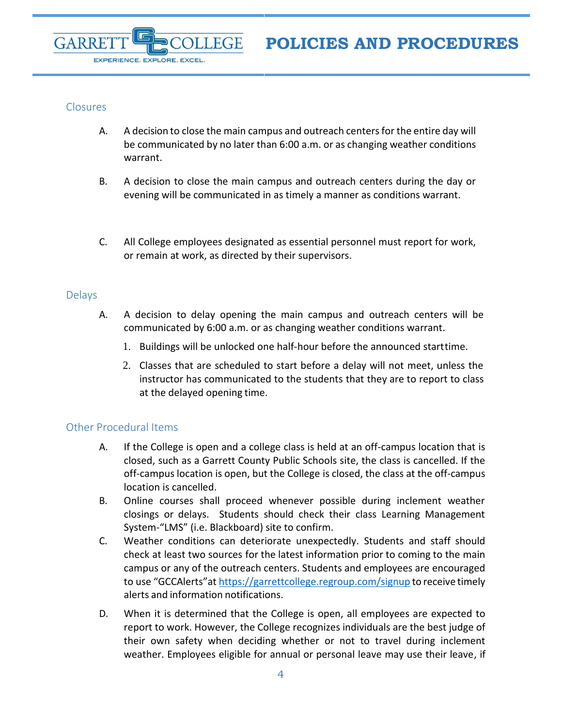## Closures

A. A decision to close the main campus and outreach centers for the entire day will be communicated by no later than 6:00 a.m. or as changing weather conditions warrant.

B. A decision to close the main campus and outreach centers during the day or evening will be communicated in as timely a manner as conditions warrant.

C. All College employees designated as essential personnel must report for work, or remain at work, as directed by their supervisors.

## Delays

A. A decision to delay opening the main campus and outreach centers will be communicated by 6:00 a.m. or as changing weather conditions warrant.

1. Buildings will be unlocked one half-hour before the announced start time.
2. Classes that are scheduled to start before a delay will not meet, unless the instructor has communicated to the students that they are to report to class at the delayed opening time.

## Other Procedural Items

A. If the College is open and a college class is held at an off-campus location that is closed, such as a Garrett County Public Schools site, the class is cancelled. If the off-campus location is open, but the College is closed, the class at the off-campus location is cancelled.

B. Online courses shall proceed whenever possible during inclement weather closings or delays. Students should check their class Learning Management System-"LMS" (i.e. Blackboard) site to confirm.

C. Weather conditions can deteriorate unexpectedly. Students and staff should check at least two sources for the latest information prior to coming to the main campus or any of the outreach centers. Students and employees are encouraged to use "GCCAlerts" at https://garrettcollege.regroup.com/signup to receive timely alerts and information notifications.

D. When it is determined that the College is open, all employees are expected to report to work. However, the College recognizes individuals are the best judge of their own safety when deciding whether or not to travel during inclement weather. Employees eligible for annual or personal leave may use their leave, if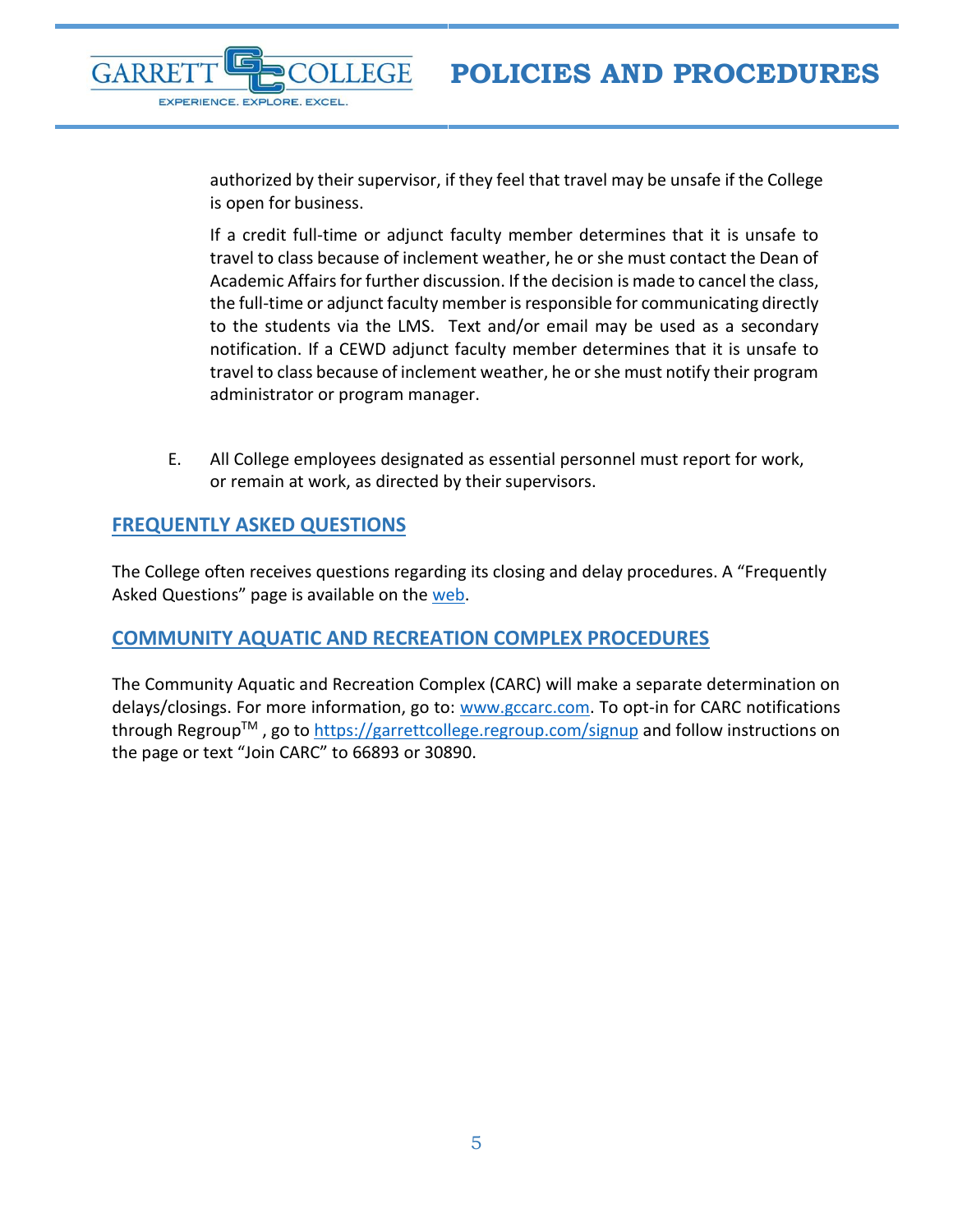authorized by their supervisor, if they feel that travel may be unsafe if the College is open for business.

If a credit full-time or adjunct faculty member determines that it is unsafe to travel to class because of inclement weather, he or she must contact the Dean of Academic Affairs for further discussion. If the decision is made to cancel the class, the full-time or adjunct faculty member is responsible for communicating directly to the students via the LMS. Text and/or email may be used as a secondary notification. If a CEWD adjunct faculty member determines that it is unsafe to travel to class because of inclement weather, he or she must notify their program administrator or program manager.

E. All College employees designated as essential personnel must report for work, or remain at work, as directed by their supervisors.

## FREQUENTLY ASKED QUESTIONS

The College often receives questions regarding its closing and delay procedures. A "Frequently Asked Questions" page is available on the web.

## COMMUNITY AQUATIC AND RECREATION COMPLEX PROCEDURES

The Community Aquatic and Recreation Complex (CARC) will make a separate determination on delays/closings. For more information, go to: www.gccarc.com. To opt-in for CARC notifications through Regroup™ , go to https://garrettcollege.regroup.com/signup and follow instructions on the page or text "Join CARC" to 66893 or 30890.